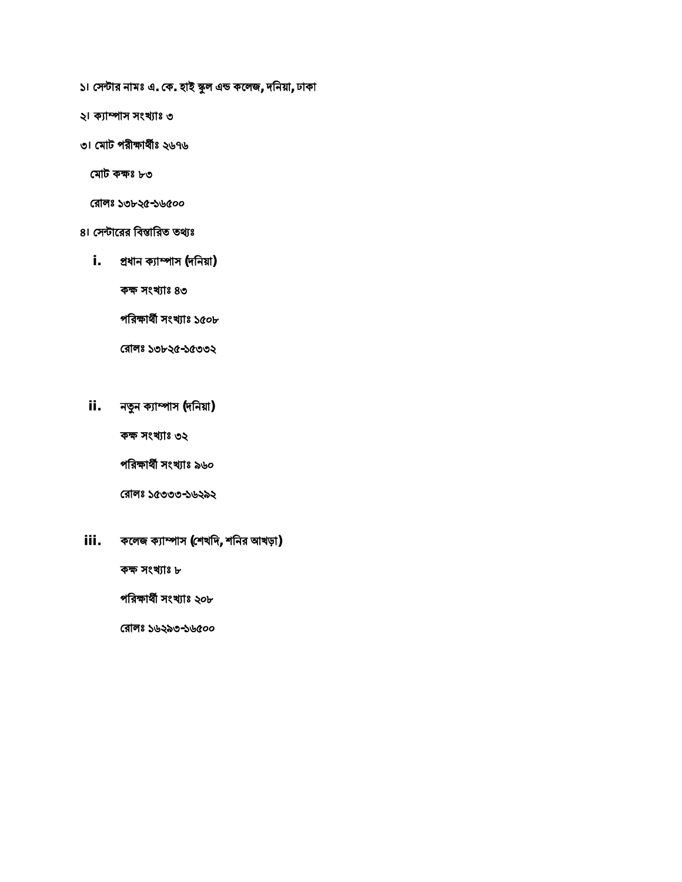১। সেন্টার নামঃ এ. কে. হাই স্কুল এন্ড কলেজ, দনিয়া, ঢাকা

২। ক্যাম্পাস সংখ্যাঃ ৩

৩। মোট পরীক্ষার্থীঃ ২৬৭৬

মোট কক্ষঃ ৮৩

রোলঃ ১৩৮২৫-১৬৫০০

৪। সেন্টারের বিস্তারিত তথ্যঃ

i. **প্রধান ক্যাম্পাস (দনিয়া)**

   কক্ষ সংখ্যাঃ ৪৩

   পরিক্ষার্থী সংখ্যাঃ ১৫০৮

   রোলঃ ১৩৮২৫-১৫৩৩২

ii. **নতুন ক্যাম্পাস (দনিয়া)**

   কক্ষ সংখ্যাঃ ৩২

   পরিক্ষার্থী সংখ্যাঃ ৯৬০

   রোলঃ ১৫৩৩৩-১৬২৯২

iii. **কলেজ ক্যাম্পাস (শেখদি, শনির আখড়া)**

   কক্ষ সংখ্যাঃ ৮

   পরিক্ষার্থী সংখ্যাঃ ২০৮

   রোলঃ ১৬২৯৩-১৬৫০০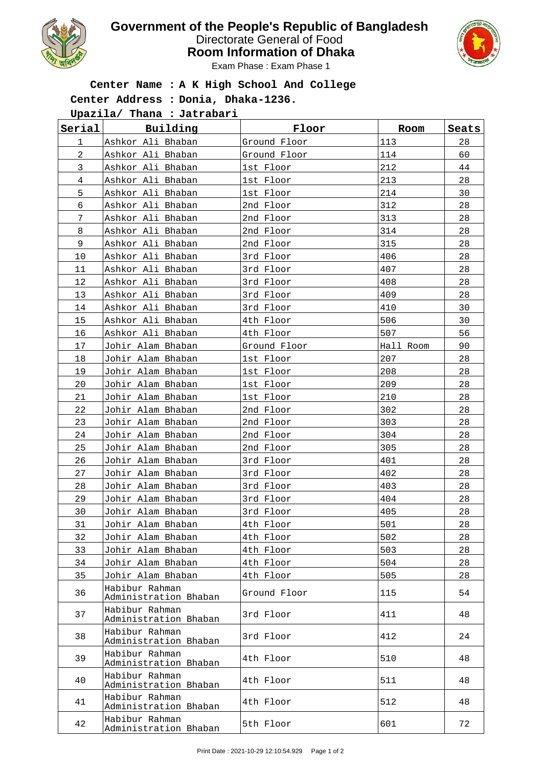# Government of the People's Republic of Bangladesh

## Directorate General of Food

## Room Information of Dhaka

Exam Phase : Exam Phase 1

**Center Name : A K High School And College**

**Center Address : Donia, Dhaka-1236.**

**Upazila/ Thana : Jatrabari**

| Serial | Building | Floor | Room | Seats |
|---|---|---|---|---|
| 1 | Ashkor Ali Bhaban | Ground Floor | 113 | 28 |
| 2 | Ashkor Ali Bhaban | Ground Floor | 114 | 60 |
| 3 | Ashkor Ali Bhaban | 1st Floor | 212 | 44 |
| 4 | Ashkor Ali Bhaban | 1st Floor | 213 | 28 |
| 5 | Ashkor Ali Bhaban | 1st Floor | 214 | 30 |
| 6 | Ashkor Ali Bhaban | 2nd Floor | 312 | 28 |
| 7 | Ashkor Ali Bhaban | 2nd Floor | 313 | 28 |
| 8 | Ashkor Ali Bhaban | 2nd Floor | 314 | 28 |
| 9 | Ashkor Ali Bhaban | 2nd Floor | 315 | 28 |
| 10 | Ashkor Ali Bhaban | 3rd Floor | 406 | 28 |
| 11 | Ashkor Ali Bhaban | 3rd Floor | 407 | 28 |
| 12 | Ashkor Ali Bhaban | 3rd Floor | 408 | 28 |
| 13 | Ashkor Ali Bhaban | 3rd Floor | 409 | 28 |
| 14 | Ashkor Ali Bhaban | 3rd Floor | 410 | 30 |
| 15 | Ashkor Ali Bhaban | 4th Floor | 506 | 30 |
| 16 | Ashkor Ali Bhaban | 4th Floor | 507 | 56 |
| 17 | Johir Alam Bhaban | Ground Floor | Hall Room | 90 |
| 18 | Johir Alam Bhaban | 1st Floor | 207 | 28 |
| 19 | Johir Alam Bhaban | 1st Floor | 208 | 28 |
| 20 | Johir Alam Bhaban | 1st Floor | 209 | 28 |
| 21 | Johir Alam Bhaban | 1st Floor | 210 | 28 |
| 22 | Johir Alam Bhaban | 2nd Floor | 302 | 28 |
| 23 | Johir Alam Bhaban | 2nd Floor | 303 | 28 |
| 24 | Johir Alam Bhaban | 2nd Floor | 304 | 28 |
| 25 | Johir Alam Bhaban | 2nd Floor | 305 | 28 |
| 26 | Johir Alam Bhaban | 3rd Floor | 401 | 28 |
| 27 | Johir Alam Bhaban | 3rd Floor | 402 | 28 |
| 28 | Johir Alam Bhaban | 3rd Floor | 403 | 28 |
| 29 | Johir Alam Bhaban | 3rd Floor | 404 | 28 |
| 30 | Johir Alam Bhaban | 3rd Floor | 405 | 28 |
| 31 | Johir Alam Bhaban | 4th Floor | 501 | 28 |
| 32 | Johir Alam Bhaban | 4th Floor | 502 | 28 |
| 33 | Johir Alam Bhaban | 4th Floor | 503 | 28 |
| 34 | Johir Alam Bhaban | 4th Floor | 504 | 28 |
| 35 | Johir Alam Bhaban | 4th Floor | 505 | 28 |
| 36 | Habibur Rahman Administration Bhaban | Ground Floor | 115 | 54 |
| 37 | Habibur Rahman Administration Bhaban | 3rd Floor | 411 | 48 |
| 38 | Habibur Rahman Administration Bhaban | 3rd Floor | 412 | 24 |
| 39 | Habibur Rahman Administration Bhaban | 4th Floor | 510 | 48 |
| 40 | Habibur Rahman Administration Bhaban | 4th Floor | 511 | 48 |
| 41 | Habibur Rahman Administration Bhaban | 4th Floor | 512 | 48 |
| 42 | Habibur Rahman Administration Bhaban | 5th Floor | 601 | 72 |

Print Date : 2021-10-29 12:10:54.929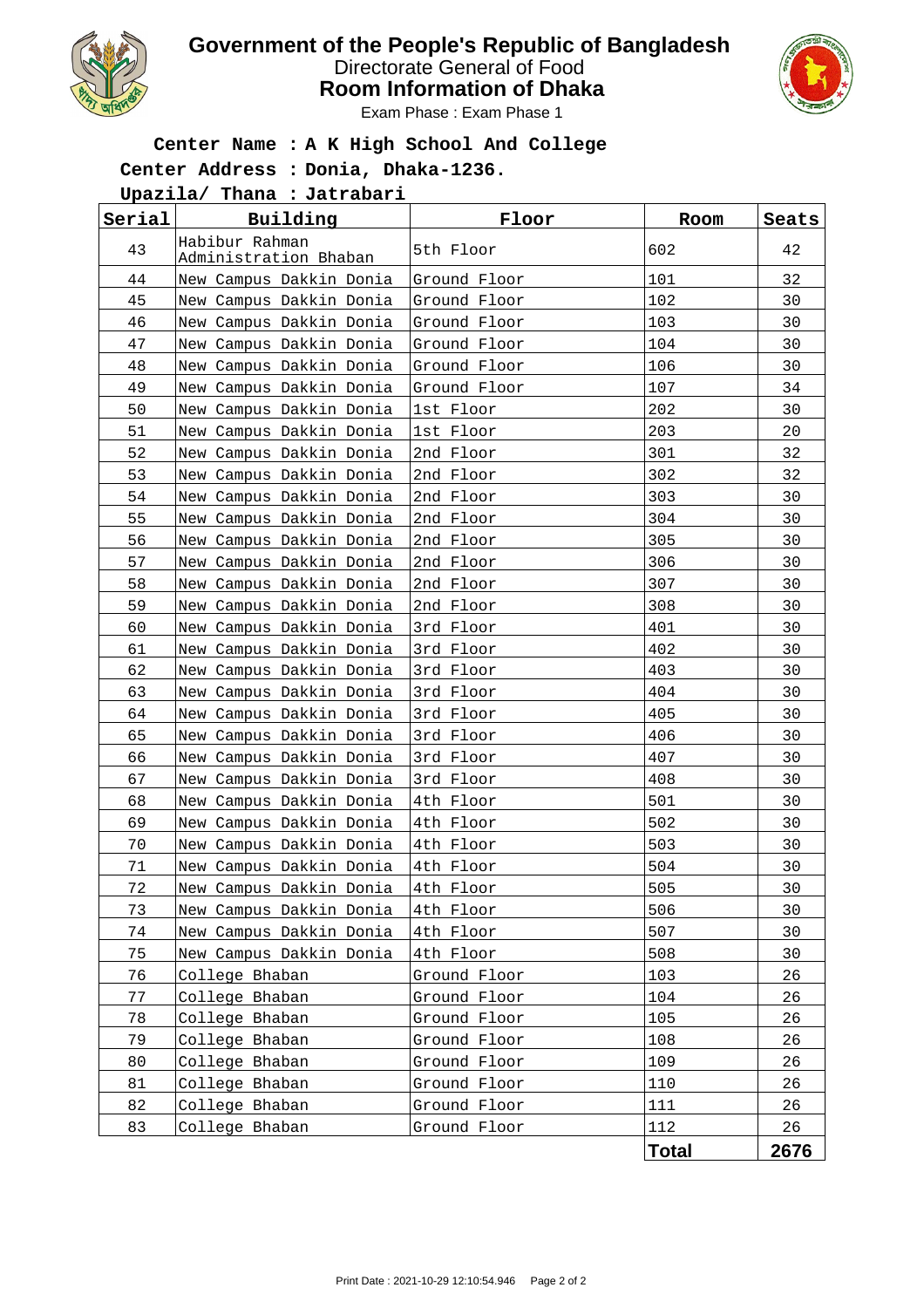# Government of the People's Republic of Bangladesh

Directorate General of Food

**Room Information of Dhaka**

Exam Phase : Exam Phase 1

**Center Name : A K High School And College**

**Center Address : Donia, Dhaka-1236.**

**Upazila/ Thana : Jatrabari**

| Serial | Building | Floor | Room | Seats |
|---|---|---|---|---|
| 43 | Habibur Rahman Administration Bhaban | 5th Floor | 602 | 42 |
| 44 | New Campus Dakkin Donia | Ground Floor | 101 | 32 |
| 45 | New Campus Dakkin Donia | Ground Floor | 102 | 30 |
| 46 | New Campus Dakkin Donia | Ground Floor | 103 | 30 |
| 47 | New Campus Dakkin Donia | Ground Floor | 104 | 30 |
| 48 | New Campus Dakkin Donia | Ground Floor | 106 | 30 |
| 49 | New Campus Dakkin Donia | Ground Floor | 107 | 34 |
| 50 | New Campus Dakkin Donia | 1st Floor | 202 | 30 |
| 51 | New Campus Dakkin Donia | 1st Floor | 203 | 20 |
| 52 | New Campus Dakkin Donia | 2nd Floor | 301 | 32 |
| 53 | New Campus Dakkin Donia | 2nd Floor | 302 | 32 |
| 54 | New Campus Dakkin Donia | 2nd Floor | 303 | 30 |
| 55 | New Campus Dakkin Donia | 2nd Floor | 304 | 30 |
| 56 | New Campus Dakkin Donia | 2nd Floor | 305 | 30 |
| 57 | New Campus Dakkin Donia | 2nd Floor | 306 | 30 |
| 58 | New Campus Dakkin Donia | 2nd Floor | 307 | 30 |
| 59 | New Campus Dakkin Donia | 2nd Floor | 308 | 30 |
| 60 | New Campus Dakkin Donia | 3rd Floor | 401 | 30 |
| 61 | New Campus Dakkin Donia | 3rd Floor | 402 | 30 |
| 62 | New Campus Dakkin Donia | 3rd Floor | 403 | 30 |
| 63 | New Campus Dakkin Donia | 3rd Floor | 404 | 30 |
| 64 | New Campus Dakkin Donia | 3rd Floor | 405 | 30 |
| 65 | New Campus Dakkin Donia | 3rd Floor | 406 | 30 |
| 66 | New Campus Dakkin Donia | 3rd Floor | 407 | 30 |
| 67 | New Campus Dakkin Donia | 3rd Floor | 408 | 30 |
| 68 | New Campus Dakkin Donia | 4th Floor | 501 | 30 |
| 69 | New Campus Dakkin Donia | 4th Floor | 502 | 30 |
| 70 | New Campus Dakkin Donia | 4th Floor | 503 | 30 |
| 71 | New Campus Dakkin Donia | 4th Floor | 504 | 30 |
| 72 | New Campus Dakkin Donia | 4th Floor | 505 | 30 |
| 73 | New Campus Dakkin Donia | 4th Floor | 506 | 30 |
| 74 | New Campus Dakkin Donia | 4th Floor | 507 | 30 |
| 75 | New Campus Dakkin Donia | 4th Floor | 508 | 30 |
| 76 | College Bhaban | Ground Floor | 103 | 26 |
| 77 | College Bhaban | Ground Floor | 104 | 26 |
| 78 | College Bhaban | Ground Floor | 105 | 26 |
| 79 | College Bhaban | Ground Floor | 108 | 26 |
| 80 | College Bhaban | Ground Floor | 109 | 26 |
| 81 | College Bhaban | Ground Floor | 110 | 26 |
| 82 | College Bhaban | Ground Floor | 111 | 26 |
| 83 | College Bhaban | Ground Floor | 112 | 26 |
| | | | **Total** | **2676** |

Print Date : 2021-10-29 12:10:54.946